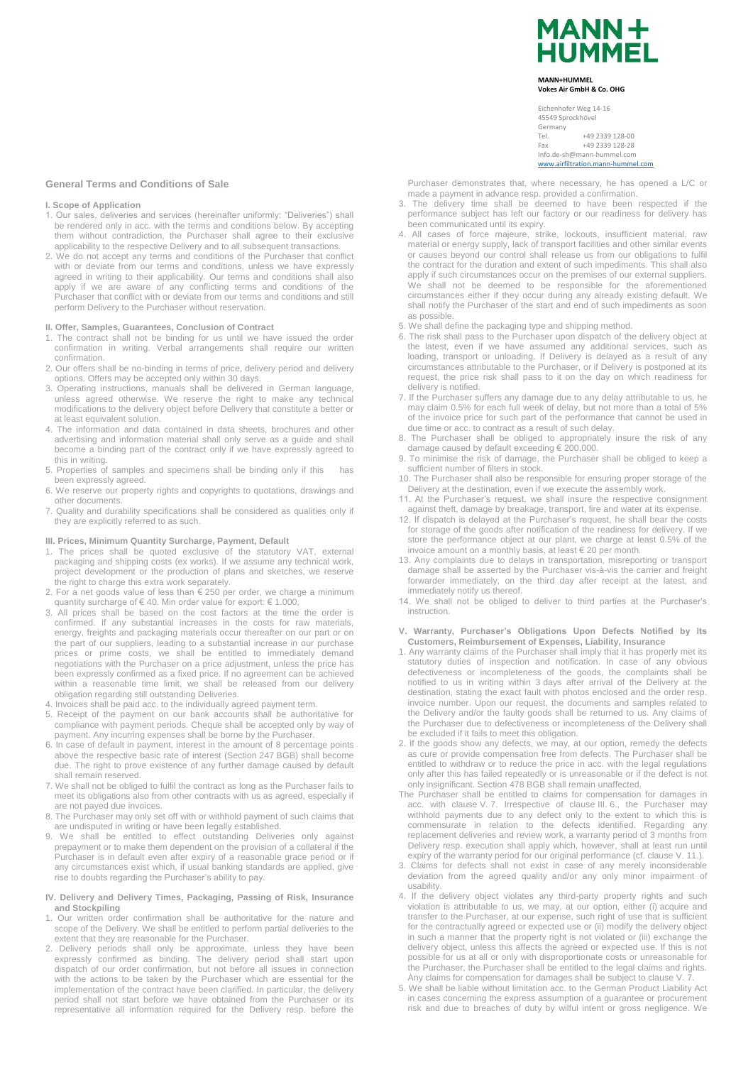MANN+HUMMEL

**MANN+HUMMEL**
**Vokes Air GmbH & Co. OHG**

Eichenhofer Weg 14-16
45549 Sprockhövel
Germany
Tel. +49 2339 128-00
Fax +49 2339 128-28
Info.de-sh@mann-hummel.com
www.airfiltration.mann-hummel.com

# General Terms and Conditions of Sale

## I. Scope of Application

1. Our sales, deliveries and services (hereinafter uniformly: "Deliveries") shall be rendered only in acc. with the terms and conditions below. By accepting them without contradiction, the Purchaser shall agree to their exclusive applicability to the respective Delivery and to all subsequent transactions.
2. We do not accept any terms and conditions of the Purchaser that conflict with or deviate from our terms and conditions, unless we have expressly agreed in writing to their applicability. Our terms and conditions shall also apply if we are aware of any conflicting terms and conditions of the Purchaser that conflict with or deviate from our terms and conditions and still perform Delivery to the Purchaser without reservation.

## II. Offer, Samples, Guarantees, Conclusion of Contract

1. The contract shall not be binding for us until we have issued the order confirmation in writing. Verbal arrangements shall require our written confirmation.
2. Our offers shall be no-binding in terms of price, delivery period and delivery options. Offers may be accepted only within 30 days.
3. Operating instructions, manuals shall be delivered in German language, unless agreed otherwise. We reserve the right to make any technical modifications to the delivery object before Delivery that constitute a better or at least equivalent solution.
4. The information and data contained in data sheets, brochures and other advertising and information material shall only serve as a guide and shall become a binding part of the contract only if we have expressly agreed to this in writing.
5. Properties of samples and specimens shall be binding only if this has been expressly agreed.
6. We reserve our property rights and copyrights to quotations, drawings and other documents.
7. Quality and durability specifications shall be considered as qualities only if they are explicitly referred to as such.

## III. Prices, Minimum Quantity Surcharge, Payment, Default

1. The prices shall be quoted exclusive of the statutory VAT, external packaging and shipping costs (ex works). If we assume any technical work, project development or the production of plans and sketches, we reserve the right to charge this extra work separately.
2. For a net goods value of less than € 250 per order, we charge a minimum quantity surcharge of € 40. Min order value for export: € 1.000,
3. All prices shall be based on the cost factors at the time the order is confirmed. If any substantial increases in the costs for raw materials, energy, freights and packaging materials occur thereafter on our part or on the part of our suppliers, leading to a substantial increase in our purchase prices or prime costs, we shall be entitled to immediately demand negotiations with the Purchaser on a price adjustment, unless the price has been expressly confirmed as a fixed price. If no agreement can be achieved within a reasonable time limit, we shall be released from our delivery obligation regarding still outstanding Deliveries.
4. Invoices shall be paid acc. to the individually agreed payment term.
5. Receipt of the payment on our bank accounts shall be authoritative for compliance with payment periods. Cheque shall be accepted only by way of payment. Any incurring expenses shall be borne by the Purchaser.
6. In case of default in payment, interest in the amount of 8 percentage points above the respective basic rate of interest (Section 247 BGB) shall become due. The right to prove existence of any further damage caused by default shall remain reserved.
7. We shall not be obliged to fulfil the contract as long as the Purchaser fails to meet its obligations also from other contracts with us as agreed, especially if are not payed due invoices.
8. The Purchaser may only set off with or withhold payment of such claims that are undisputed in writing or have been legally established.
9. We shall be entitled to effect outstanding Deliveries only against prepayment or to make them dependent on the provision of a collateral if the Purchaser is in default even after expiry of a reasonable grace period or if any circumstances exist which, if usual banking standards are applied, give rise to doubts regarding the Purchaser's ability to pay.

## IV. Delivery and Delivery Times, Packaging, Passing of Risk, Insurance and Stockpiling

1. Our written order confirmation shall be authoritative for the nature and scope of the Delivery. We shall be entitled to perform partial deliveries to the extent that they are reasonable for the Purchaser.
2. Delivery periods shall only be approximate, unless they have been expressly confirmed as binding. The delivery period shall start upon dispatch of our order confirmation, but not before all issues in connection with the actions to be taken by the Purchaser which are essential for the implementation of the contract have been clarified. In particular, the delivery period shall not start before we have obtained from the Purchaser or its representative all information required for the Delivery resp. before the Purchaser demonstrates that, where necessary, he has opened a L/C or made a payment in advance resp. provided a confirmation.
3. The delivery time shall be deemed to have been respected if the performance subject has left our factory or our readiness for delivery has been communicated until its expiry.
4. All cases of force majeure, strike, lockouts, insufficient material, raw material or energy supply, lack of transport facilities and other similar events or causes beyond our control shall release us from our obligations to fulfil the contract for the duration and extent of such impediments. This shall also apply if such circumstances occur on the premises of our external suppliers. We shall not be deemed to be responsible for the aforementioned circumstances either if they occur during any already existing default. We shall notify the Purchaser of the start and end of such impediments as soon as possible.
5. We shall define the packaging type and shipping method.
6. The risk shall pass to the Purchaser upon dispatch of the delivery object at the latest, even if we have assumed any additional services, such as loading, transport or unloading. If Delivery is delayed as a result of any circumstances attributable to the Purchaser, or if Delivery is postponed at its request, the price risk shall pass to it on the day on which readiness for delivery is notified.
7. If the Purchaser suffers any damage due to any delay attributable to us, he may claim 0.5% for each full week of delay, but not more than a total of 5% of the invoice price for such part of the performance that cannot be used in due time or acc. to contract as a result of such delay.
8. The Purchaser shall be obliged to appropriately insure the risk of any damage caused by default exceeding € 200,000.
9. To minimise the risk of damage, the Purchaser shall be obliged to keep a sufficient number of filters in stock.
10. The Purchaser shall also be responsible for ensuring proper storage of the Delivery at the destination, even if we execute the assembly work.
11. At the Purchaser's request, we shall insure the respective consignment against theft, damage by breakage, transport, fire and water at its expense.
12. If dispatch is delayed at the Purchaser's request, he shall bear the costs for storage of the goods after notification of the readiness for delivery. If we store the performance object at our plant, we charge at least 0.5% of the invoice amount on a monthly basis, at least € 20 per month.
13. Any complaints due to delays in transportation, misreporting or transport damage shall be asserted by the Purchaser vis-à-vis the carrier and freight forwarder immediately, on the third day after receipt at the latest, and immediately notify us thereof.
14. We shall not be obliged to deliver to third parties at the Purchaser's instruction.

## V. Warranty, Purchaser's Obligations Upon Defects Notified by Its Customers, Reimbursement of Expenses, Liability, Insurance

1. Any warranty claims of the Purchaser shall imply that it has properly met its statutory duties of inspection and notification. In case of any obvious defectiveness or incompleteness of the goods, the complaints shall be notified to us in writing within 3 days after arrival of the Delivery at the destination, stating the exact fault with photos enclosed and the order resp. invoice number. Upon our request, the documents and samples related to the Delivery and/or the faulty goods shall be returned to us. Any claims of the Purchaser due to defectiveness or incompleteness of the Delivery shall be excluded if it fails to meet this obligation.
2. If the goods show any defects, we may, at our option, remedy the defects as cure or provide compensation free from defects. The Purchaser shall be entitled to withdraw or to reduce the price in acc. with the legal regulations only after this has failed repeatedly or is unreasonable or if the defect is not only insignificant. Section 478 BGB shall remain unaffected.

The Purchaser shall be entitled to claims for compensation for damages in acc. with clause V. 7. Irrespective of clause III. 6., the Purchaser may withhold payments due to any defect only to the extent to which this is commensurate in relation to the defects identified. Regarding any replacement deliveries and review work, a warranty period of 3 months from Delivery resp. execution shall apply which, however, shall at least run until expiry of the warranty period for our original performance (cf. clause V. 11.).

3. Claims for defects shall not exist in case of any merely inconsiderable deviation from the agreed quality and/or any only minor impairment of usability.
4. If the delivery object violates any third-party property rights and such violation is attributable to us, we may, at our option, either (i) acquire and transfer to the Purchaser, at our expense, such right of use that is sufficient for the contractually agreed or expected use or (ii) modify the delivery object in such a manner that the property right is not violated or (iii) exchange the delivery object, unless this affects the agreed or expected use. If this is not possible for us at all or only with disproportionate costs or unreasonable for the Purchaser, the Purchaser shall be entitled to the legal claims and rights. Any claims for compensation for damages shall be subject to clause V. 7.
5. We shall be liable without limitation acc. to the German Product Liability Act in cases concerning the express assumption of a guarantee or procurement risk and due to breaches of duty by wilful intent or gross negligence. We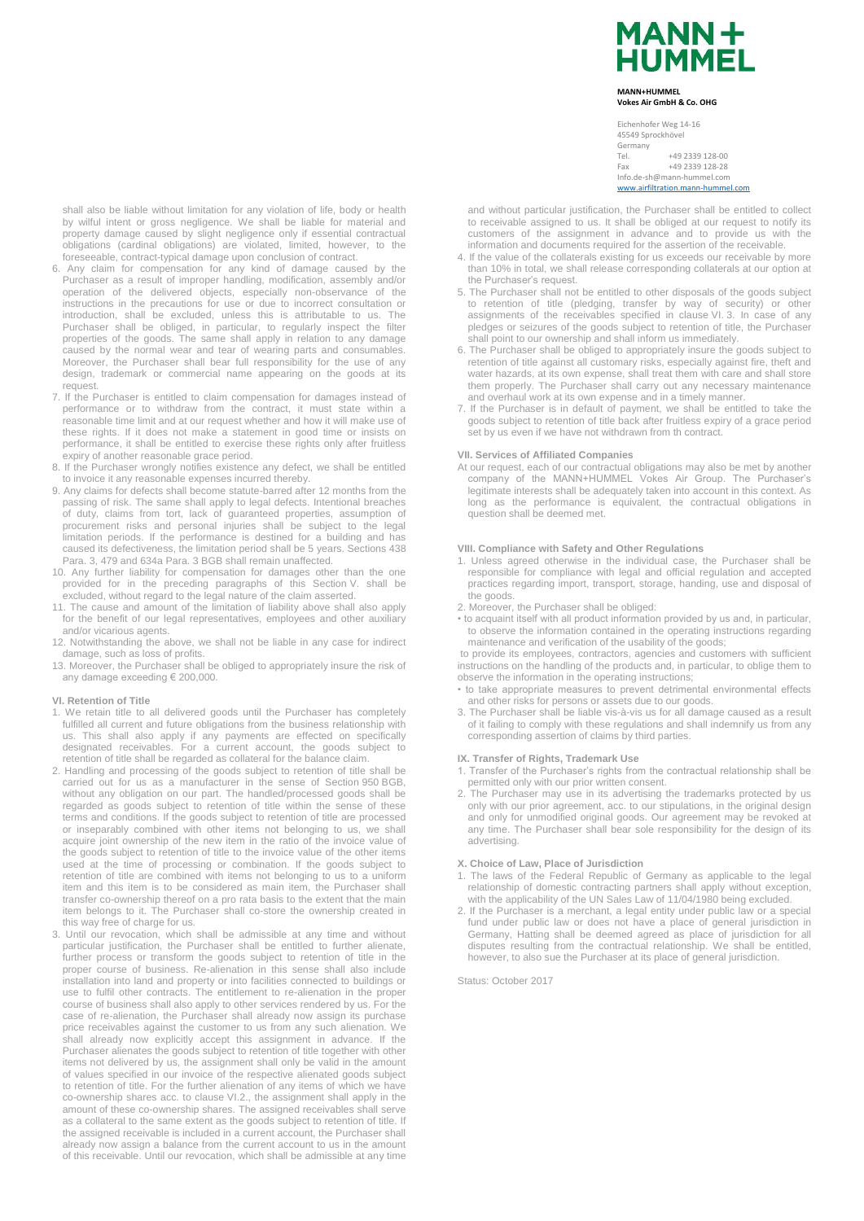**MANN+HUMMEL**
**Vokes Air GmbH & Co. OHG**

Eichenhofer Weg 14-16
45549 Sprockhövel
Germany
Tel. +49 2339 128-00
Fax +49 2339 128-28
Info.de-sh@mann-hummel.com
www.airfiltration.mann-hummel.com

shall also be liable without limitation for any violation of life, body or health by wilful intent or gross negligence. We shall be liable for material and property damage caused by slight negligence only if essential contractual obligations (cardinal obligations) are violated, limited, however, to the foreseeable, contract-typical damage upon conclusion of contract.

6. Any claim for compensation for any kind of damage caused by the Purchaser as a result of improper handling, modification, assembly and/or operation of the delivered objects, especially non-observance of the instructions in the precautions for use or due to incorrect consultation or introduction, shall be excluded, unless this is attributable to us. The Purchaser shall be obliged, in particular, to regularly inspect the filter properties of the goods. The same shall apply in relation to any damage caused by the normal wear and tear of wearing parts and consumables. Moreover, the Purchaser shall bear full responsibility for the use of any design, trademark or commercial name appearing on the goods at its request.
7. If the Purchaser is entitled to claim compensation for damages instead of performance or to withdraw from the contract, it must state within a reasonable time limit and at our request whether and how it will make use of these rights. If it does not make a statement in good time or insists on performance, it shall be entitled to exercise these rights only after fruitless expiry of another reasonable grace period.
8. If the Purchaser wrongly notifies existence any defect, we shall be entitled to invoice it any reasonable expenses incurred thereby.
9. Any claims for defects shall become statute-barred after 12 months from the passing of risk. The same shall apply to legal defects. Intentional breaches of duty, claims from tort, lack of guaranteed properties, assumption of procurement risks and personal injuries shall be subject to the legal limitation periods. If the performance is destined for a building and has caused its defectiveness, the limitation period shall be 5 years. Sections 438 Para. 3, 479 and 634a Para. 3 BGB shall remain unaffected.
10. Any further liability for compensation for damages other than the one provided for in the preceding paragraphs of this Section V. shall be excluded, without regard to the legal nature of the claim asserted.
11. The cause and amount of the limitation of liability above shall also apply for the benefit of our legal representatives, employees and other auxiliary and/or vicarious agents.
12. Notwithstanding the above, we shall not be liable in any case for indirect damage, such as loss of profits.
13. Moreover, the Purchaser shall be obliged to appropriately insure the risk of any damage exceeding € 200,000.

### VI. Retention of Title

1. We retain title to all delivered goods until the Purchaser has completely fulfilled all current and future obligations from the business relationship with us. This shall also apply if any payments are effected on specifically designated receivables. For a current account, the goods subject to retention of title shall be regarded as collateral for the balance claim.
2. Handling and processing of the goods subject to retention of title shall be carried out for us as a manufacturer in the sense of Section 950 BGB, without any obligation on our part. The handled/processed goods shall be regarded as goods subject to retention of title within the sense of these terms and conditions. If the goods subject to retention of title are processed or inseparably combined with other items not belonging to us, we shall acquire joint ownership of the new item in the ratio of the invoice value of the goods subject to retention of title to the invoice value of the other items used at the time of processing or combination. If the goods subject to retention of title are combined with items not belonging to us to a uniform item and this item is to be considered as main item, the Purchaser shall transfer co-ownership thereof on a pro rata basis to the extent that the main item belongs to it. The Purchaser shall co-store the ownership created in this way free of charge for us.
3. Until our revocation, which shall be admissible at any time and without particular justification, the Purchaser shall be entitled to further alienate, further process or transform the goods subject to retention of title in the proper course of business. Re-alienation in this sense shall also include installation into land and property or into facilities connected to buildings or use to fulfil other contracts. The entitlement to re-alienation in the proper course of business shall also apply to other services rendered by us. For the case of re-alienation, the Purchaser shall already now assign its purchase price receivables against the customer to us from any such alienation. We shall already now explicitly accept this assignment in advance. If the Purchaser alienates the goods subject to retention of title together with other items not delivered by us, the assignment shall only be valid in the amount of values specified in our invoice of the respective alienated goods subject to retention of title. For the further alienation of any items of which we have co-ownership shares acc. to clause VI.2., the assignment shall apply in the amount of these co-ownership shares. The assigned receivables shall serve as a collateral to the same extent as the goods subject to retention of title. If the assigned receivable is included in a current account, the Purchaser shall already now assign a balance from the current account to us in the amount of this receivable. Until our revocation, which shall be admissible at any time and without particular justification, the Purchaser shall be entitled to collect to receivable assigned to us. It shall be obliged at our request to notify its customers of the assignment in advance and to provide us with the information and documents required for the assertion of the receivable.
4. If the value of the collaterals existing for us exceeds our receivable by more than 10% in total, we shall release corresponding collaterals at our option at the Purchaser's request.
5. The Purchaser shall not be entitled to other disposals of the goods subject to retention of title (pledging, transfer by way of security) or other assignments of the receivables specified in clause VI. 3. In case of any pledges or seizures of the goods subject to retention of title, the Purchaser shall point to our ownership and shall inform us immediately.
6. The Purchaser shall be obliged to appropriately insure the goods subject to retention of title against all customary risks, especially against fire, theft and water hazards, at its own expense, shall treat them with care and shall store them properly. The Purchaser shall carry out any necessary maintenance and overhaul work at its own expense and in a timely manner.
7. If the Purchaser is in default of payment, we shall be entitled to take the goods subject to retention of title back after fruitless expiry of a grace period set by us even if we have not withdrawn from th contract.

### VII. Services of Affiliated Companies

At our request, each of our contractual obligations may also be met by another company of the MANN+HUMMEL Vokes Air Group. The Purchaser's legitimate interests shall be adequately taken into account in this context. As long as the performance is equivalent, the contractual obligations in question shall be deemed met.

### VIII. Compliance with Safety and Other Regulations

1. Unless agreed otherwise in the individual case, the Purchaser shall be responsible for compliance with legal and official regulation and accepted practices regarding import, transport, storage, handing, use and disposal of the goods.
2. Moreover, the Purchaser shall be obliged:

• to acquaint itself with all product information provided by us and, in particular, to observe the information contained in the operating instructions regarding maintenance and verification of the usability of the goods;

to provide its employees, contractors, agencies and customers with sufficient instructions on the handling of the products and, in particular, to oblige them to observe the information in the operating instructions;

• to take appropriate measures to prevent detrimental environmental effects and other risks for persons or assets due to our goods.

3. The Purchaser shall be liable vis-à-vis us for all damage caused as a result of it failing to comply with these regulations and shall indemnify us from any corresponding assertion of claims by third parties.

### IX. Transfer of Rights, Trademark Use

1. Transfer of the Purchaser's rights from the contractual relationship shall be permitted only with our prior written consent.
2. The Purchaser may use in its advertising the trademarks protected by us only with our prior agreement, acc. to our stipulations, in the original design and only for unmodified original goods. Our agreement may be revoked at any time. The Purchaser shall bear sole responsibility for the design of its advertising.

### X. Choice of Law, Place of Jurisdiction

1. The laws of the Federal Republic of Germany as applicable to the legal relationship of domestic contracting partners shall apply without exception, with the applicability of the UN Sales Law of 11/04/1980 being excluded.
2. If the Purchaser is a merchant, a legal entity under public law or a special fund under public law or does not have a place of general jurisdiction in Germany, Hatting shall be deemed agreed as place of jurisdiction for all disputes resulting from the contractual relationship. We shall be entitled, however, to also sue the Purchaser at its place of general jurisdiction.

Status: October 2017